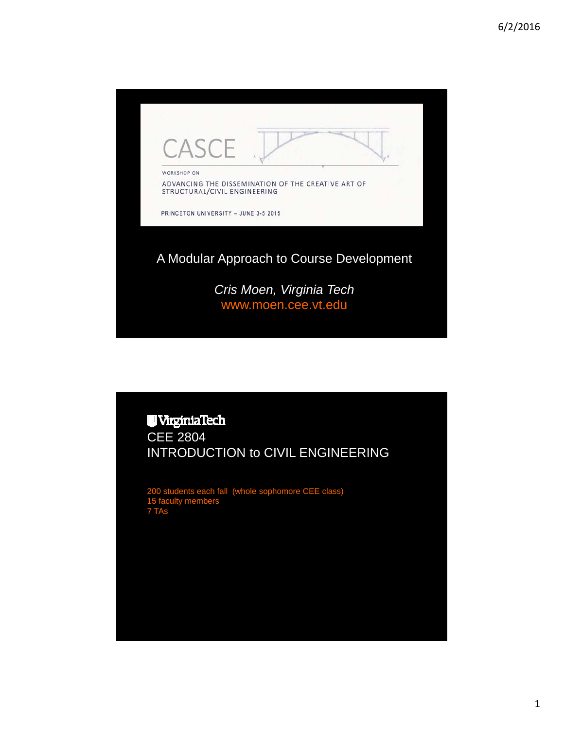CASCE

WORKSHOP ON

ADVANCING THE DISSEMINATION OF THE CREATIVE ART OF STRUCTURAL/CIVIL ENGINEERING

PRINCETON UNIVERSITY – JUNE 3-5 2015

# A Modular Approach to Course Development

*Cris Moen, Virginia Tech*

www.moen.cee.vt.edu

---

VirginiaTech

## CEE 2804
## INTRODUCTION to CIVIL ENGINEERING

200 students each fall (whole sophomore CEE class)
15 faculty members
7 TAs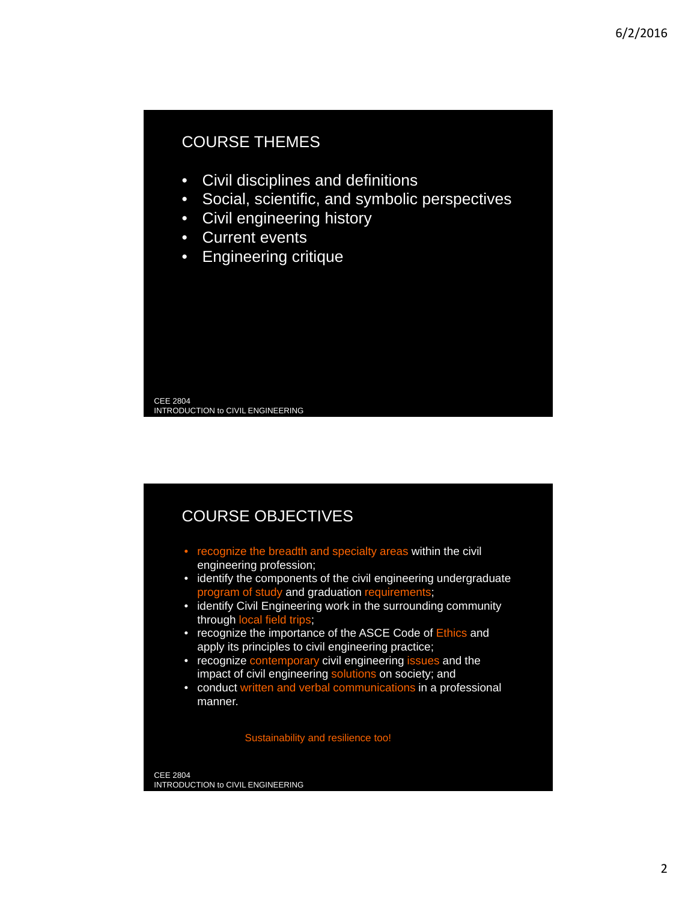## COURSE THEMES

- Civil disciplines and definitions
- Social, scientific, and symbolic perspectives
- Civil engineering history
- Current events
- Engineering critique

CEE 2804
INTRODUCTION to CIVIL ENGINEERING

## COURSE OBJECTIVES

- recognize the breadth and specialty areas within the civil engineering profession;
- identify the components of the civil engineering undergraduate program of study and graduation requirements;
- identify Civil Engineering work in the surrounding community through local field trips;
- recognize the importance of the ASCE Code of Ethics and apply its principles to civil engineering practice;
- recognize contemporary civil engineering issues and the impact of civil engineering solutions on society; and
- conduct written and verbal communications in a professional manner.

Sustainability and resilience too!

CEE 2804
INTRODUCTION to CIVIL ENGINEERING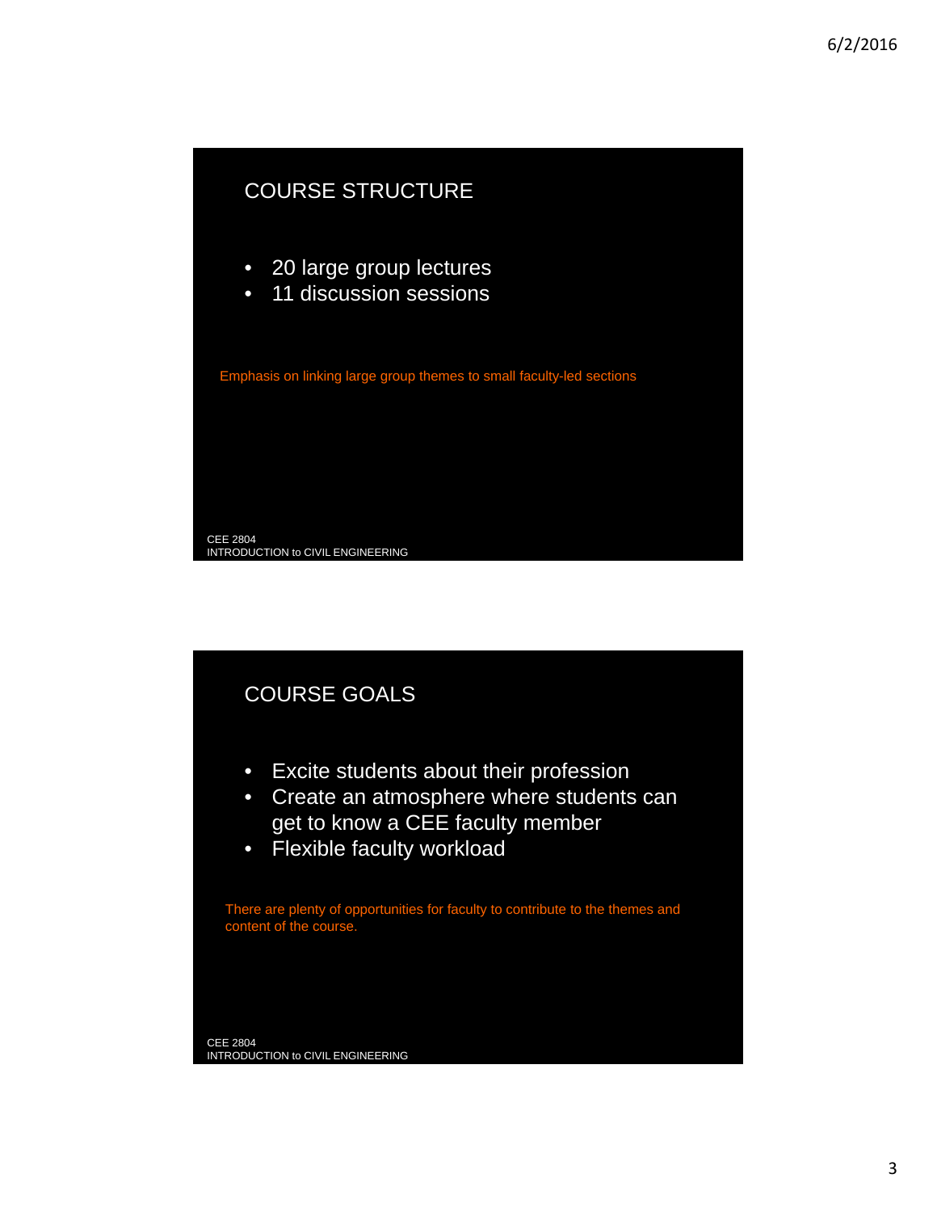## COURSE STRUCTURE

- 20 large group lectures
- 11 discussion sessions

Emphasis on linking large group themes to small faculty-led sections

CEE 2804
INTRODUCTION to CIVIL ENGINEERING

## COURSE GOALS

- Excite students about their profession
- Create an atmosphere where students can get to know a CEE faculty member
- Flexible faculty workload

There are plenty of opportunities for faculty to contribute to the themes and content of the course.

CEE 2804
INTRODUCTION to CIVIL ENGINEERING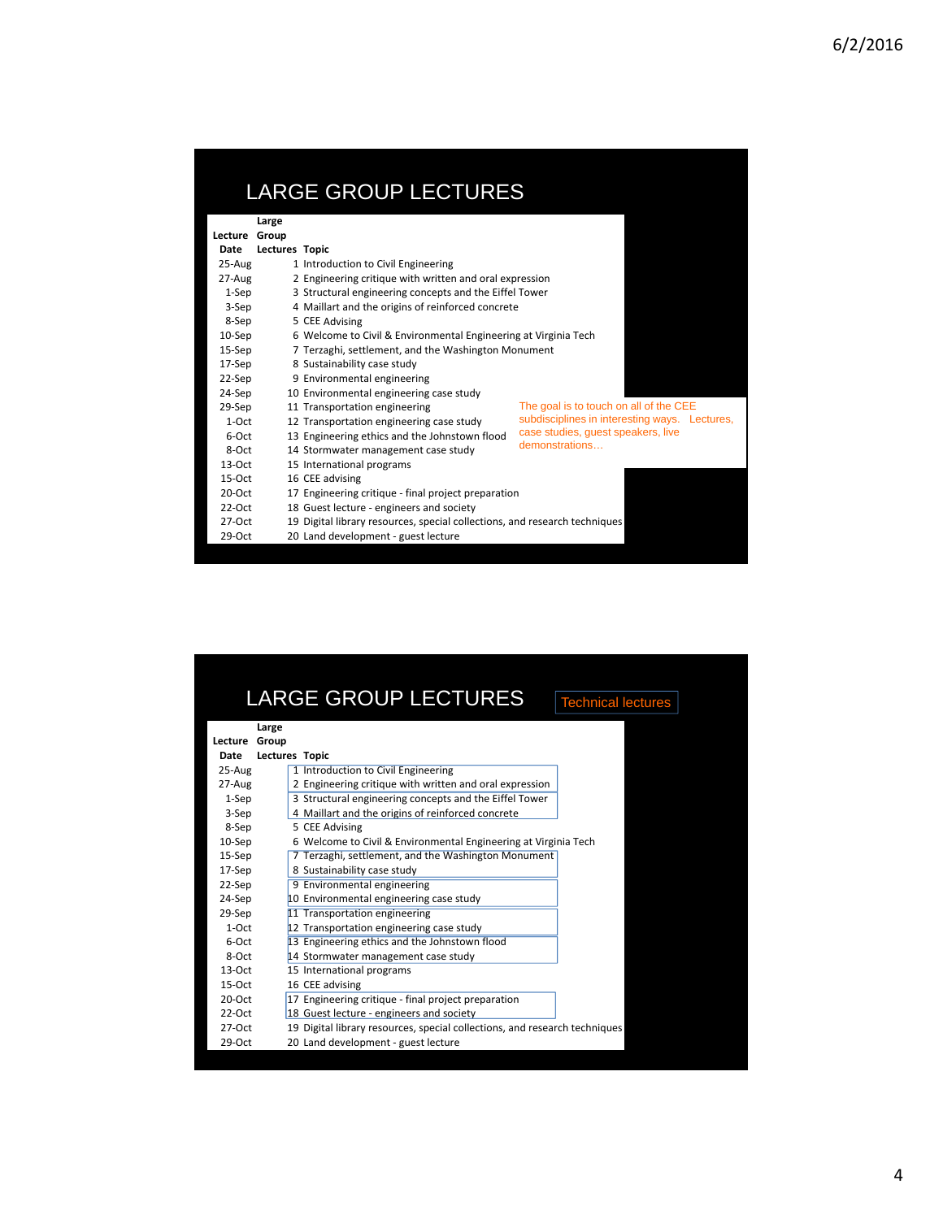## LARGE GROUP LECTURES

| Lecture Date | Large Group Lectures | Topic |
|---|---|---|
| 25-Aug | 1 | Introduction to Civil Engineering |
| 27-Aug | 2 | Engineering critique with written and oral expression |
| 1-Sep | 3 | Structural engineering concepts and the Eiffel Tower |
| 3-Sep | 4 | Maillart and the origins of reinforced concrete |
| 8-Sep | 5 | CEE Advising |
| 10-Sep | 6 | Welcome to Civil & Environmental Engineering at Virginia Tech |
| 15-Sep | 7 | Terzaghi, settlement, and the Washington Monument |
| 17-Sep | 8 | Sustainability case study |
| 22-Sep | 9 | Environmental engineering |
| 24-Sep | 10 | Environmental engineering case study |
| 29-Sep | 11 | Transportation engineering |
| 1-Oct | 12 | Transportation engineering case study |
| 6-Oct | 13 | Engineering ethics and the Johnstown flood |
| 8-Oct | 14 | Stormwater management case study |
| 13-Oct | 15 | International programs |
| 15-Oct | 16 | CEE advising |
| 20-Oct | 17 | Engineering critique - final project preparation |
| 22-Oct | 18 | Guest lecture - engineers and society |
| 27-Oct | 19 | Digital library resources, special collections, and research techniques |
| 29-Oct | 20 | Land development - guest lecture |

The goal is to touch on all of the CEE subdisciplines in interesting ways. Lectures, case studies, guest speakers, live demonstrations…

## LARGE GROUP LECTURES

Technical lectures

| Lecture Date | Large Group Lectures | Topic |
|---|---|---|
| 25-Aug | 1 | Introduction to Civil Engineering |
| 27-Aug | 2 | Engineering critique with written and oral expression |
| 1-Sep | 3 | Structural engineering concepts and the Eiffel Tower |
| 3-Sep | 4 | Maillart and the origins of reinforced concrete |
| 8-Sep | 5 | CEE Advising |
| 10-Sep | 6 | Welcome to Civil & Environmental Engineering at Virginia Tech |
| 15-Sep | 7 | Terzaghi, settlement, and the Washington Monument |
| 17-Sep | 8 | Sustainability case study |
| 22-Sep | 9 | Environmental engineering |
| 24-Sep | 10 | Environmental engineering case study |
| 29-Sep | 11 | Transportation engineering |
| 1-Oct | 12 | Transportation engineering case study |
| 6-Oct | 13 | Engineering ethics and the Johnstown flood |
| 8-Oct | 14 | Stormwater management case study |
| 13-Oct | 15 | International programs |
| 15-Oct | 16 | CEE advising |
| 20-Oct | 17 | Engineering critique - final project preparation |
| 22-Oct | 18 | Guest lecture - engineers and society |
| 27-Oct | 19 | Digital library resources, special collections, and research techniques |
| 29-Oct | 20 | Land development - guest lecture |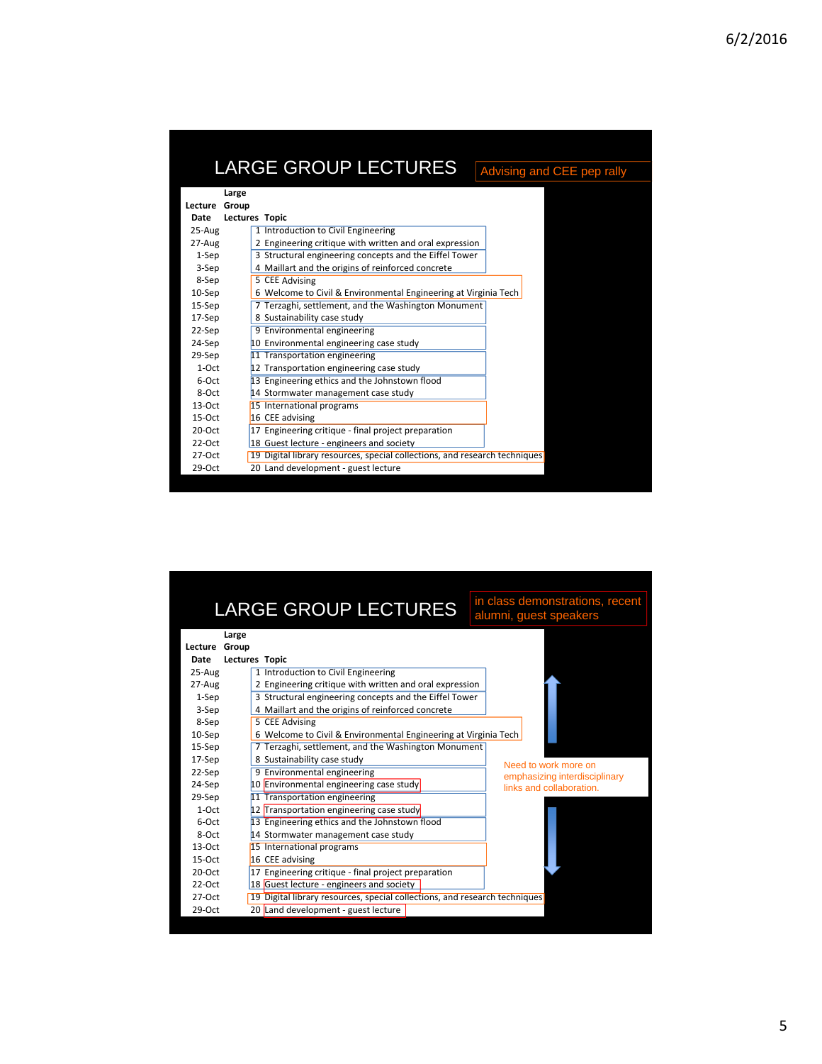## LARGE GROUP LECTURES

Advising and CEE pep rally

| Lecture Date | Large Group Lectures | Topic |
|---|---|---|
| 25-Aug | 1 | Introduction to Civil Engineering |
| 27-Aug | 2 | Engineering critique with written and oral expression |
| 1-Sep | 3 | Structural engineering concepts and the Eiffel Tower |
| 3-Sep | 4 | Maillart and the origins of reinforced concrete |
| 8-Sep | 5 | CEE Advising |
| 10-Sep | 6 | Welcome to Civil & Environmental Engineering at Virginia Tech |
| 15-Sep | 7 | Terzaghi, settlement, and the Washington Monument |
| 17-Sep | 8 | Sustainability case study |
| 22-Sep | 9 | Environmental engineering |
| 24-Sep | 10 | Environmental engineering case study |
| 29-Sep | 11 | Transportation engineering |
| 1-Oct | 12 | Transportation engineering case study |
| 6-Oct | 13 | Engineering ethics and the Johnstown flood |
| 8-Oct | 14 | Stormwater management case study |
| 13-Oct | 15 | International programs |
| 15-Oct | 16 | CEE advising |
| 20-Oct | 17 | Engineering critique - final project preparation |
| 22-Oct | 18 | Guest lecture - engineers and society |
| 27-Oct | 19 | Digital library resources, special collections, and research techniques |
| 29-Oct | 20 | Land development - guest lecture |

## LARGE GROUP LECTURES

in class demonstrations, recent alumni, guest speakers

| Lecture Date | Large Group Lectures | Topic |
|---|---|---|
| 25-Aug | 1 | Introduction to Civil Engineering |
| 27-Aug | 2 | Engineering critique with written and oral expression |
| 1-Sep | 3 | Structural engineering concepts and the Eiffel Tower |
| 3-Sep | 4 | Maillart and the origins of reinforced concrete |
| 8-Sep | 5 | CEE Advising |
| 10-Sep | 6 | Welcome to Civil & Environmental Engineering at Virginia Tech |
| 15-Sep | 7 | Terzaghi, settlement, and the Washington Monument |
| 17-Sep | 8 | Sustainability case study |
| 22-Sep | 9 | Environmental engineering |
| 24-Sep | 10 | Environmental engineering case study |
| 29-Sep | 11 | Transportation engineering |
| 1-Oct | 12 | Transportation engineering case study |
| 6-Oct | 13 | Engineering ethics and the Johnstown flood |
| 8-Oct | 14 | Stormwater management case study |
| 13-Oct | 15 | International programs |
| 15-Oct | 16 | CEE advising |
| 20-Oct | 17 | Engineering critique - final project preparation |
| 22-Oct | 18 | Guest lecture - engineers and society |
| 27-Oct | 19 | Digital library resources, special collections, and research techniques |
| 29-Oct | 20 | Land development - guest lecture |

Need to work more on emphasizing interdisciplinary links and collaboration.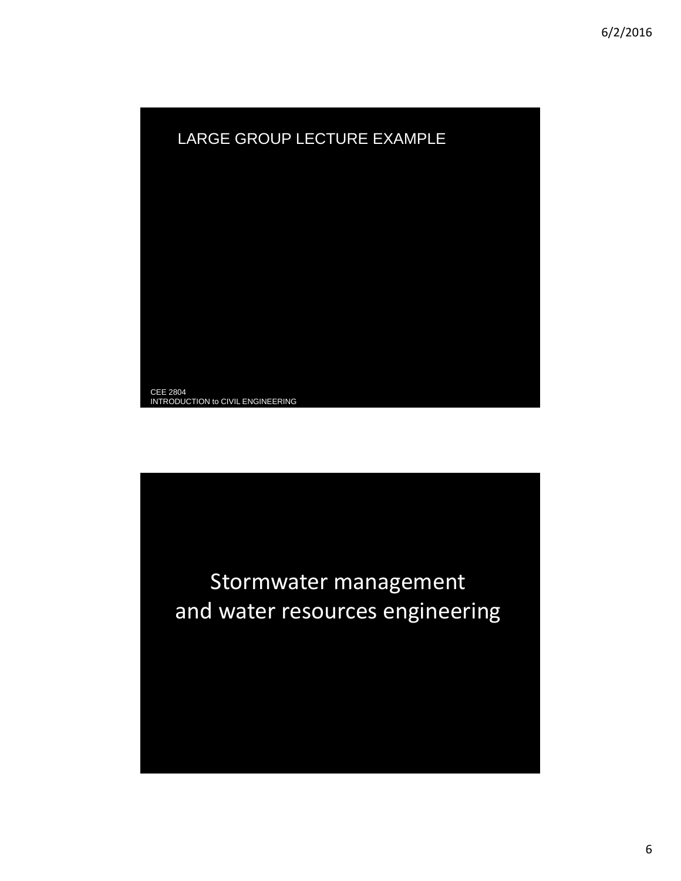## LARGE GROUP LECTURE EXAMPLE

CEE 2804
INTRODUCTION to CIVIL ENGINEERING

## Stormwater management and water resources engineering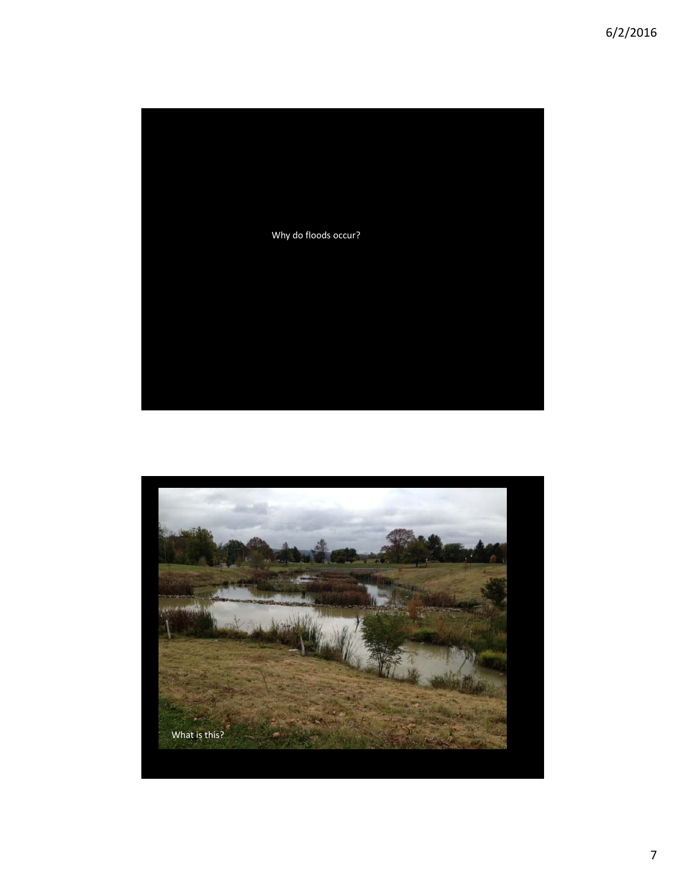Why do floods occur?

What is this?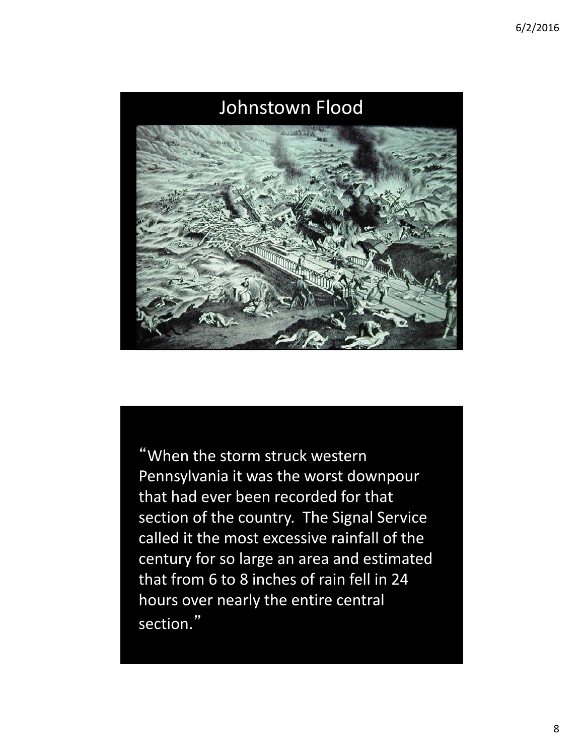# Johnstown Flood

"When the storm struck western Pennsylvania it was the worst downpour that had ever been recorded for that section of the country. The Signal Service called it the most excessive rainfall of the century for so large an area and estimated that from 6 to 8 inches of rain fell in 24 hours over nearly the entire central section."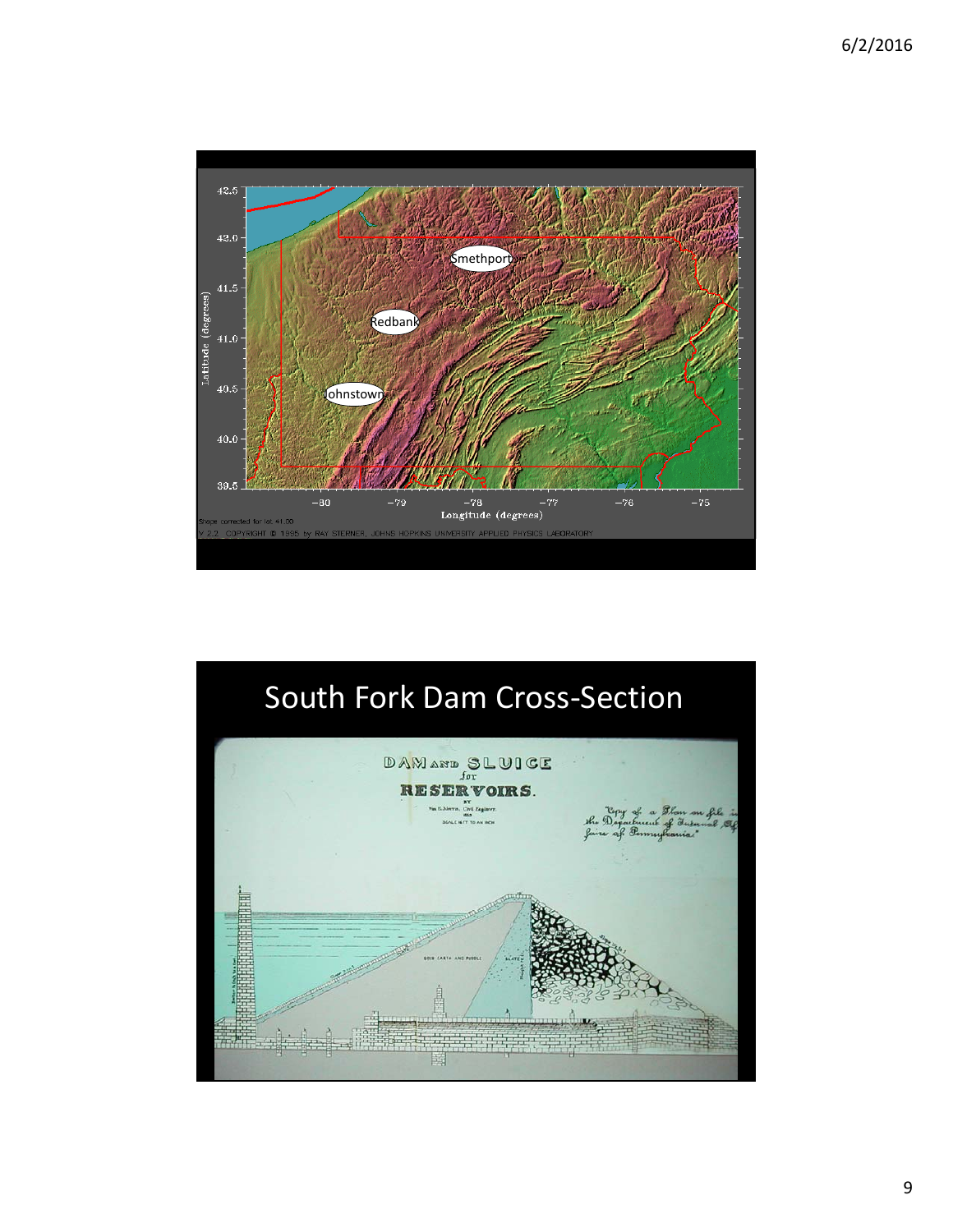Smethport

Redbank

Johnstown

Latitude (degrees)

Longitude (degrees)

Shape corrected for lat 41.00

V 2.2 COPYRIGHT © 1995 by RAY STERNER, JOHNS HOPKINS UNIVERSITY APPLIED PHYSICS LABORATORY

# South Fork Dam Cross-Section

DAM AND SLUICE for RESERVOIRS.

"Copy of a Plan on file in the Department of Internal Affairs of Pennsylvania."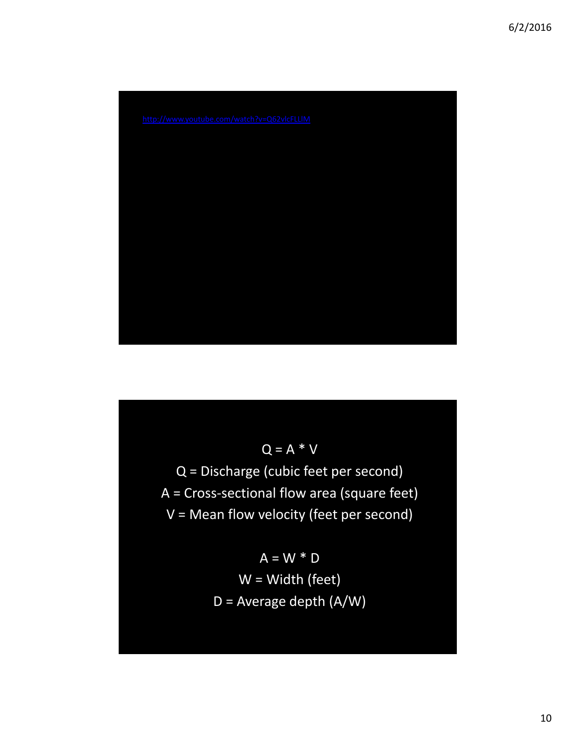http://www.youtube.com/watch?v=Q62vlcFLLlM

$$Q = A * V$$

Q = Discharge (cubic feet per second)

A = Cross-sectional flow area (square feet)

V = Mean flow velocity (feet per second)

$$A = W * D$$

W = Width (feet)

D = Average depth (A/W)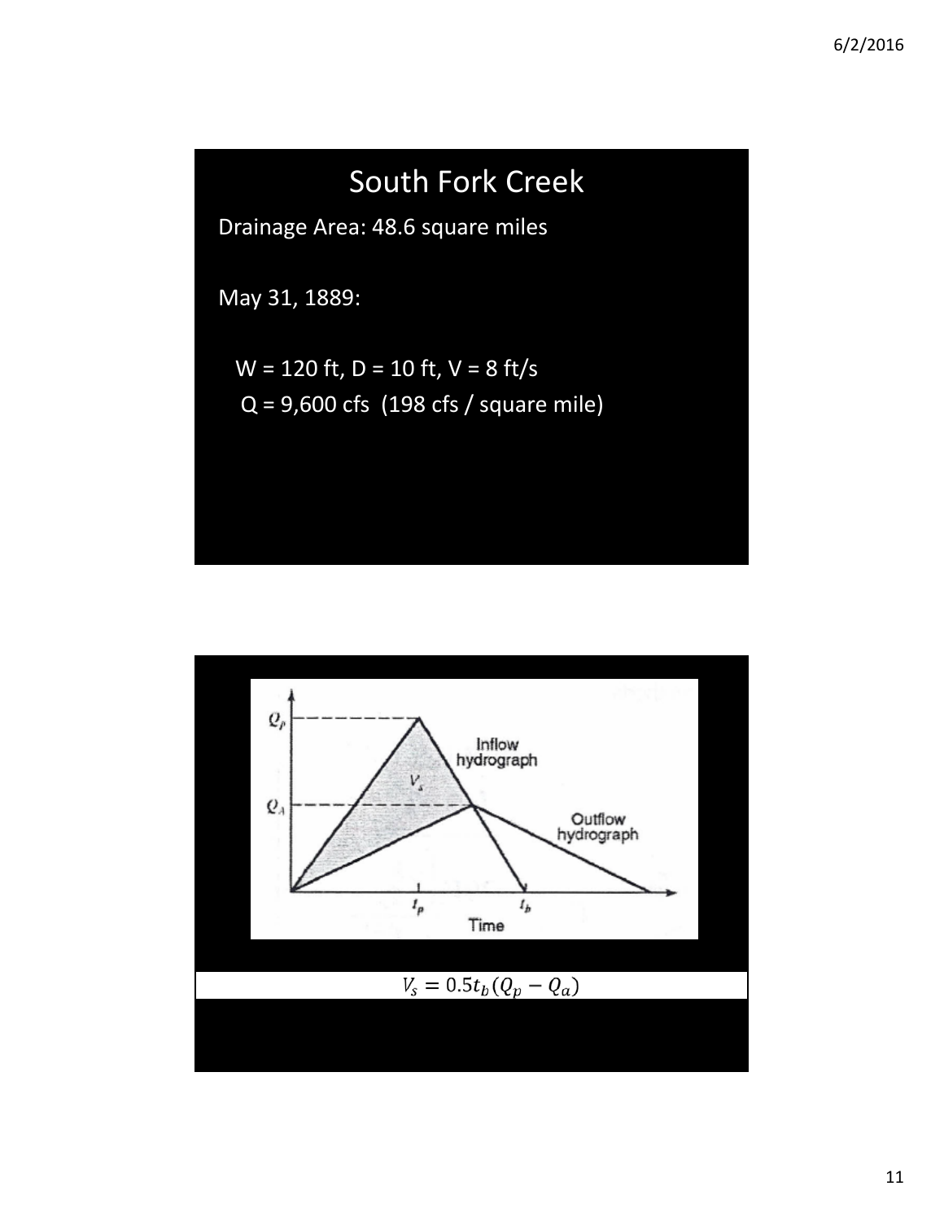# South Fork Creek

Drainage Area: 48.6 square miles

May 31, 1889:

W = 120 ft, D = 10 ft, V = 8 ft/s

Q = 9,600 cfs (198 cfs / square mile)

$$V_s = 0.5 t_b (Q_p - Q_a)$$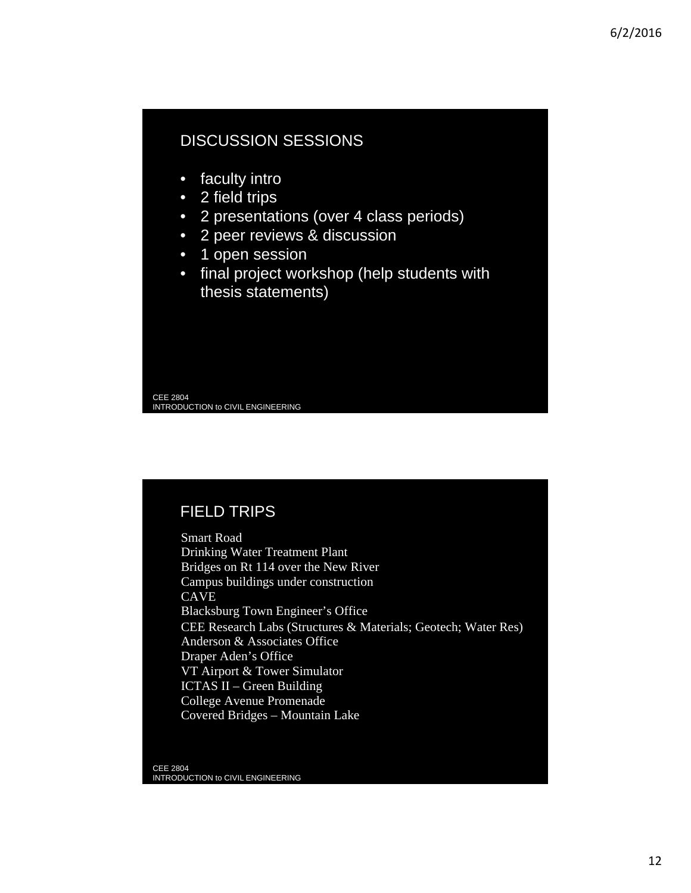## DISCUSSION SESSIONS

- faculty intro
- 2 field trips
- 2 presentations (over 4 class periods)
- 2 peer reviews & discussion
- 1 open session
- final project workshop (help students with thesis statements)

CEE 2804
INTRODUCTION to CIVIL ENGINEERING

## FIELD TRIPS

Smart Road
Drinking Water Treatment Plant
Bridges on Rt 114 over the New River
Campus buildings under construction
CAVE
Blacksburg Town Engineer's Office
CEE Research Labs (Structures & Materials; Geotech; Water Res)
Anderson & Associates Office
Draper Aden's Office
VT Airport & Tower Simulator
ICTAS II – Green Building
College Avenue Promenade
Covered Bridges – Mountain Lake

CEE 2804
INTRODUCTION to CIVIL ENGINEERING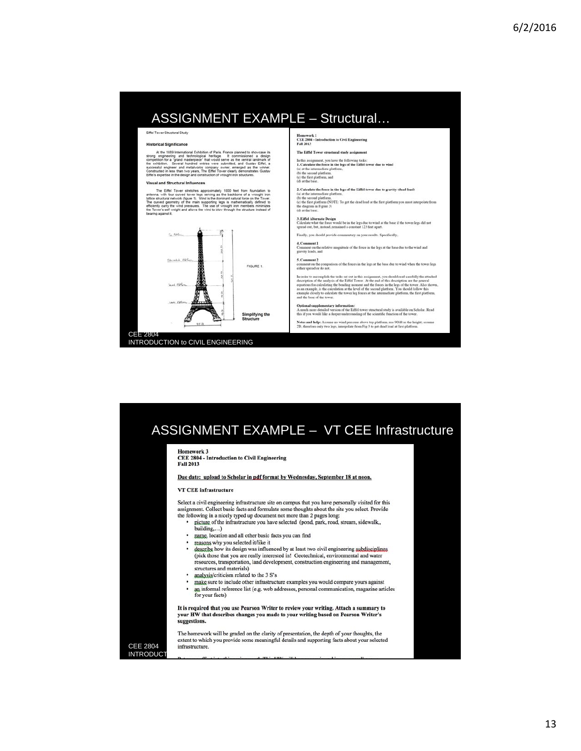# ASSIGNMENT EXAMPLE – Structural…

Eiffel Tower Structural Study

**Historical Significance**

At the 1889 International Exhibition of Paris, France planned to showcase its strong engineering and technological heritage. It commissioned a design competition for a "grand masterpiece" that would serve as the central landmark of the exhibition. Several hundred entries were submitted, and Gustav Eiffel, a successful engineer and metalworks company owner, emerged as the winner. Constructed in less than two years, The Eiffel Tower clearly demonstrates Gustav Eiffel's expertise in the design and construction of wrought iron structures.

**Visual and Structural Influences**

The Eiffel Tower stretches approximately 1000 feet from foundation to antenna, with four curved tower legs serving as the backbone of a wrought iron lattice structural network (figure 1). Wind is the dominant natural force on the Tower. The curved geometry of the main supporting legs is mathematically defined to efficiently carry the wind pressures. The use of wrought iron members minimizes the Tower's self weight and allows the wind to blow through the structure instead of bearing against it.

FIGURE 1.

**Simplifying the Structure**

**Homework 1**
**CEE 2804 - Introduction to Civil Engineering**
**Fall 2013**

**The Eiffel Tower structural study assignment**

In this assignment, you have the following tasks:

**1. Calculate the force in the legs of the Eiffel tower due to wind**
(a) at the intermediate platform,
(b) the second platform,
(c) the first platform, and
(d) at the base.

**2. Calculate the force in the legs of the Eiffel tower due to gravity (dead load)**
(a) at the intermediate platform,
(b) the second platform,
(c) the first platform (NOTE: To get the dead load at the first platform you must interpolate from the diagram in Figure 3)
(d) at the base.

**3. Eiffel Alternate Design**
Calculate what the force would be in the legs due to wind at the base if the tower legs did not spread out, but, instead, remained a constant 123 feet apart.

Finally, you should provide commentary on your results. Specifically,

**4. Comment 1**
Comment on the relative magnitude of the force in the legs at the base due to the wind and gravity loads, and

**5. Comment 2**
comment on the comparison of the forces in the legs at the base due to wind when the tower legs either spread or do not.

In order to accomplish the tasks set out in this assignment, you should read carefully the attached description of the analysis of the Eiffel Tower. At the end of this description are the general equations for calculating the bending moment and the forces in the legs of the tower. Also shown, as an example, is the calculation at the level of the second platform. You should follow this example closely to calculate the tower leg forces at the intermediate platform, the first platform, and the base of the tower.

**Optional supplementary information:**
A much more detailed version of the Eiffel tower structural study is available on Scholar. Read this if you would like a deeper understanding of the scientific function of the tower.

**Notes and help:** Assume no wind pressure above top platform, use 906ft as the height; assume 2D, therefore only two legs, interpolate from Fig 3 to get dead load at first platform.

CEE 2804
INTRODUCTION to CIVIL ENGINEERING

# ASSIGNMENT EXAMPLE – VT CEE Infrastructure

**Homework 3**
**CEE 2804 - Introduction to Civil Engineering**
**Fall 2013**

**Due date: upload to Scholar in pdf format by Wednesday, September 18 at noon.**

**VT CEE infrastructure**

Select a civil engineering infrastructure site on campus that you have personally visited for this assignment. Collect basic facts and formulate some thoughts about the site you select. Provide the following in a nicely typed up document not more than 2 pages long:

- picture of the infrastructure you have selected (pond, park, road, stream, sidewalk, building,…)
- name, location and all other basic facts you can find
- reasons why you selected it/like it
- describe how its design was influenced by at least two civil engineering subdisciplines (pick those that you are really interested in! Geotechnical, environmental and water resources, transportation, land development, construction engineering and management, structures and materials)
- analysis/criticism related to the 3 S's
- make sure to include other infrastructure examples you would compare yours against
- an informal reference list (e.g. web addresses, personal communication, magazine articles for your facts)

**It is required that you use Pearson Writer to review your writing. Attach a summary to your HW that describes changes you made to your writing based on Pearson Writer's suggestions.**

The homework will be graded on the clarity of presentation, the depth of your thoughts, the extent to which you provide some meaningful details and supporting facts about your selected infrastructure.

CEE 2804
INTRODUCT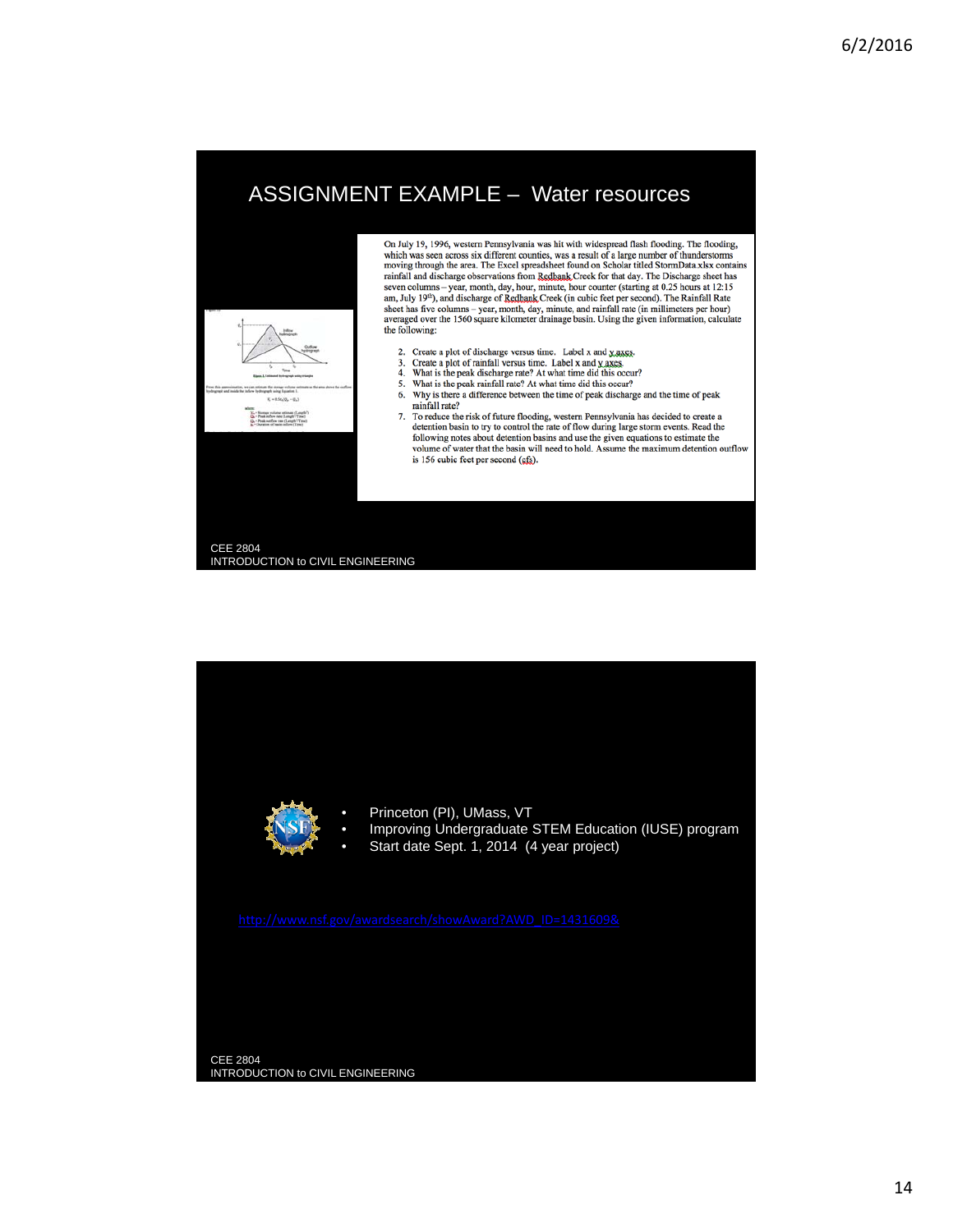# ASSIGNMENT EXAMPLE – Water resources

On July 19, 1996, western Pennsylvania was hit with widespread flash flooding. The flooding, which was seen across six different counties, was a result of a large number of thunderstorms moving through the area. The Excel spreadsheet found on Scholar titled StormData.xlsx contains rainfall and discharge observations from Redbank Creek for that day. The Discharge sheet has seven columns – year, month, day, hour, minute, hour counter (starting at 0.25 hours at 12:15 am, July 19th), and discharge of Redbank Creek (in cubic feet per second). The Rainfall Rate sheet has five columns – year, month, day, minute, and rainfall rate (in millimeters per hour) averaged over the 1560 square kilometer drainage basin. Using the given information, calculate the following:

2. Create a plot of discharge versus time. Label x and y axes.
3. Create a plot of rainfall versus time. Label x and y axes.
4. What is the peak discharge rate? At what time did this occur?
5. What is the peak rainfall rate? At what time did this occur?
6. Why is there a difference between the time of peak discharge and the time of peak rainfall rate?
7. To reduce the risk of future flooding, western Pennsylvania has decided to create a detention basin to try to control the rate of flow during large storm events. Read the following notes about detention basins and use the given equations to estimate the volume of water that the basin will need to hold. Assume the maximum detention outflow is 156 cubic feet per second (cfs).

CEE 2804
INTRODUCTION to CIVIL ENGINEERING

---

- Princeton (PI), UMass, VT
- Improving Undergraduate STEM Education (IUSE) program
- Start date Sept. 1, 2014 (4 year project)

http://www.nsf.gov/awardsearch/showAward?AWD_ID=1431609&

CEE 2804
INTRODUCTION to CIVIL ENGINEERING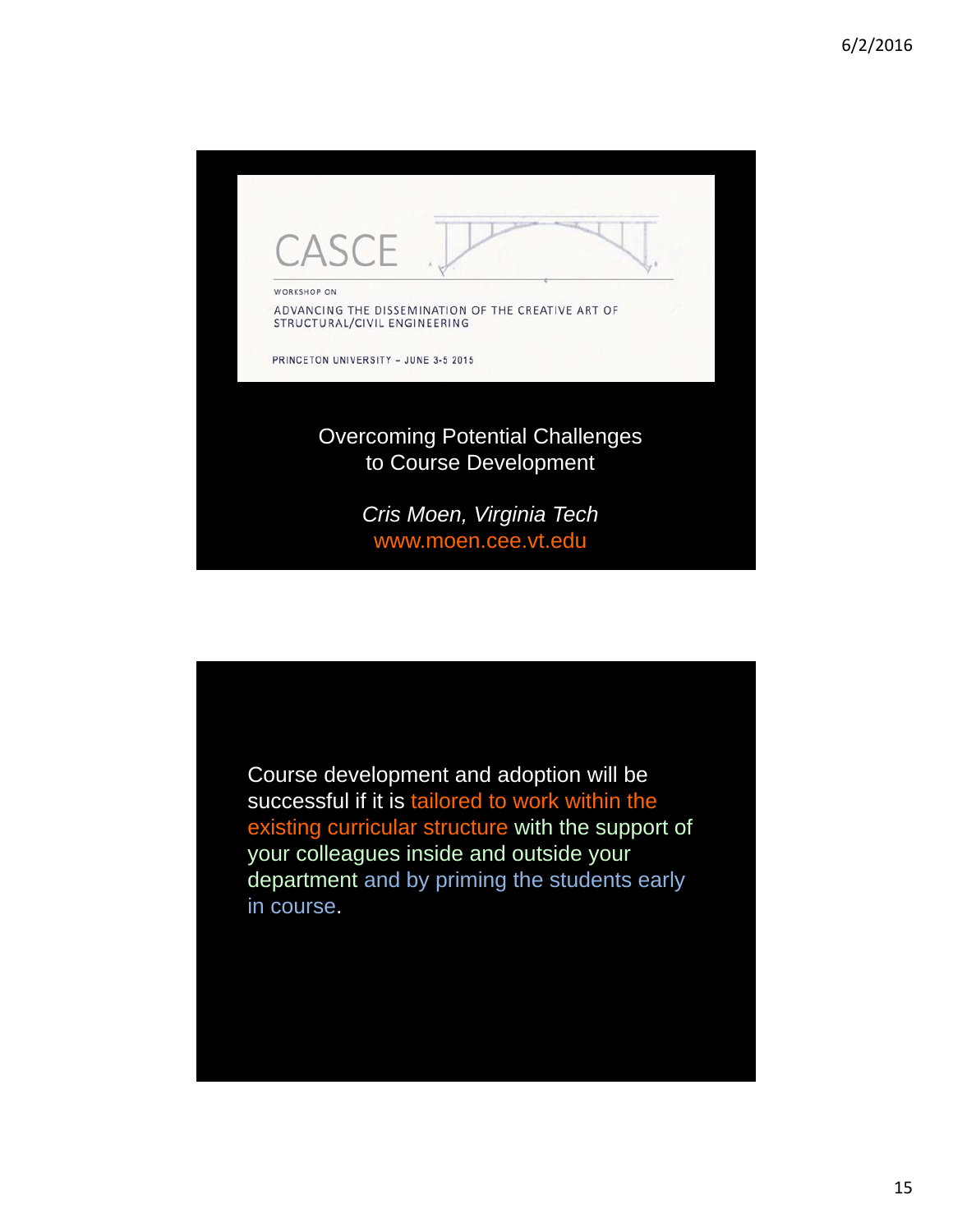CASCE

WORKSHOP ON

ADVANCING THE DISSEMINATION OF THE CREATIVE ART OF STRUCTURAL/CIVIL ENGINEERING

PRINCETON UNIVERSITY – JUNE 3-5 2015

Overcoming Potential Challenges to Course Development

*Cris Moen, Virginia Tech*

www.moen.cee.vt.edu

---

Course development and adoption will be successful if it is tailored to work within the existing curricular structure with the support of your colleagues inside and outside your department and by priming the students early in course.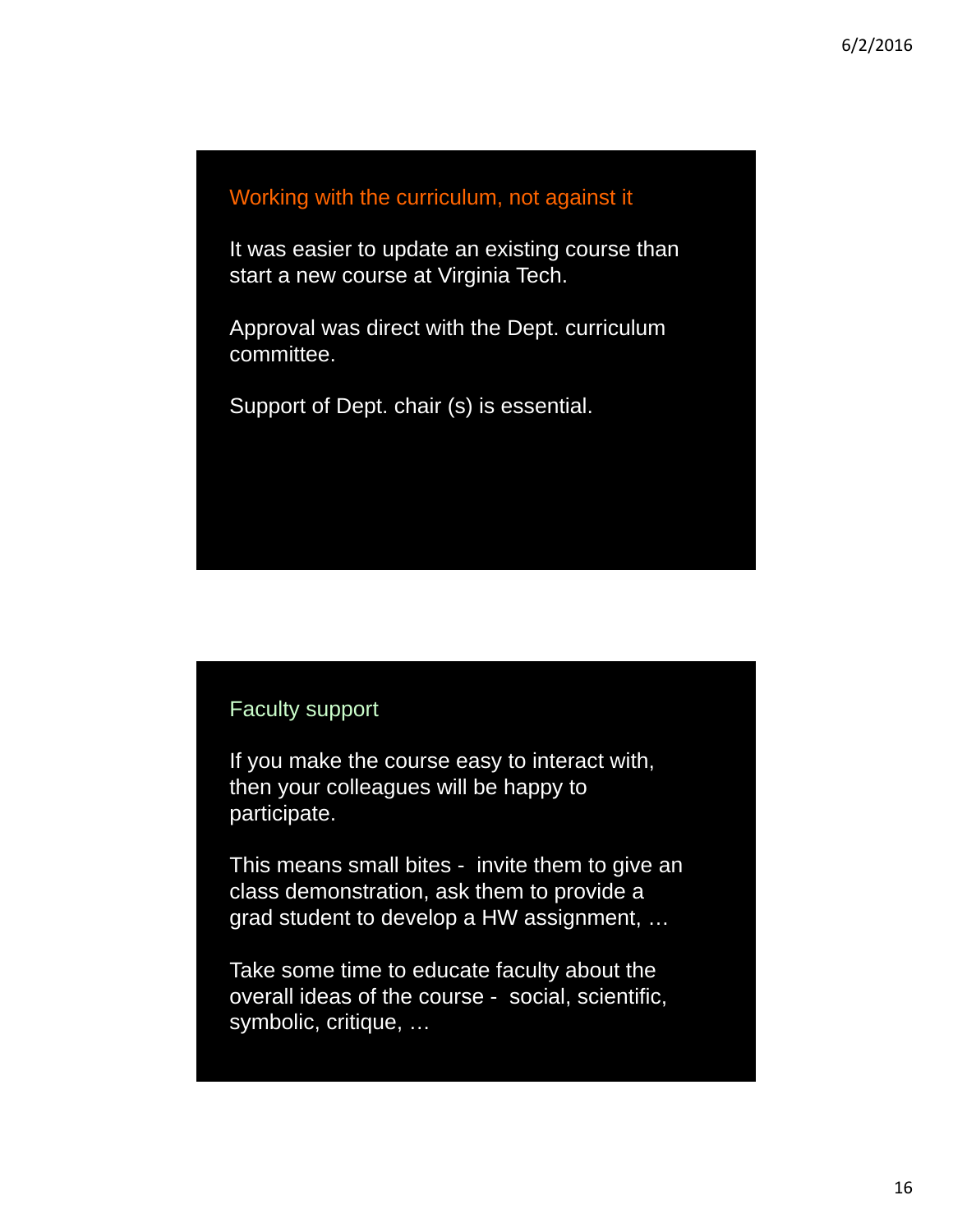## Working with the curriculum, not against it

It was easier to update an existing course than start a new course at Virginia Tech.

Approval was direct with the Dept. curriculum committee.

Support of Dept. chair (s) is essential.

## Faculty support

If you make the course easy to interact with, then your colleagues will be happy to participate.

This means small bites - invite them to give an class demonstration, ask them to provide a grad student to develop a HW assignment, …

Take some time to educate faculty about the overall ideas of the course - social, scientific, symbolic, critique, …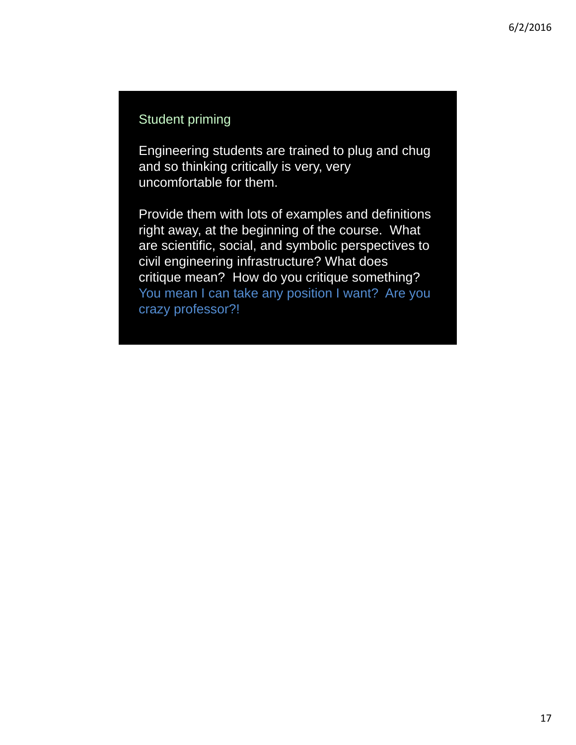## Student priming

Engineering students are trained to plug and chug and so thinking critically is very, very uncomfortable for them.

Provide them with lots of examples and definitions right away, at the beginning of the course. What are scientific, social, and symbolic perspectives to civil engineering infrastructure? What does critique mean? How do you critique something? You mean I can take any position I want? Are you crazy professor?!